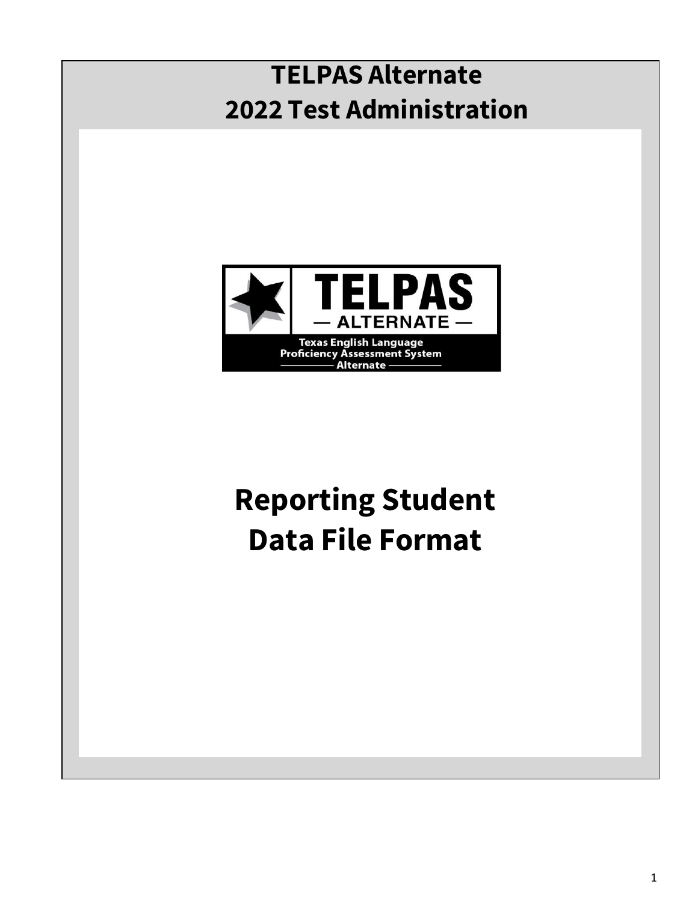# TELPAS Alternate
# 2022 Test Administration

TELPAS
— ALTERNATE —
Texas English Language Proficiency Assessment System
Alternate

# Reporting Student Data File Format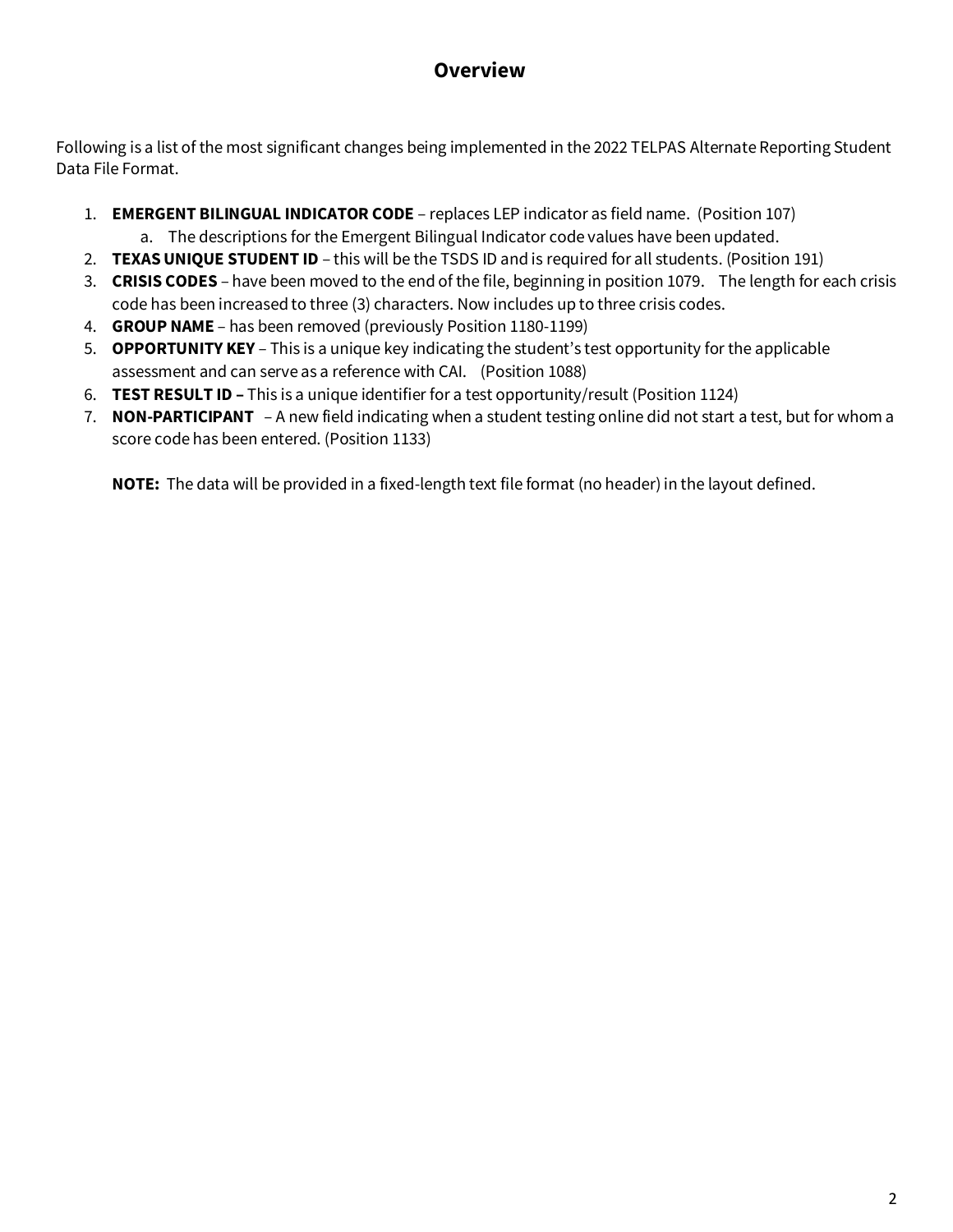# Overview

Following is a list of the most significant changes being implemented in the 2022 TELPAS Alternate Reporting Student Data File Format.

1. **EMERGENT BILINGUAL INDICATOR CODE** – replaces LEP indicator as field name. (Position 107)
    a. The descriptions for the Emergent Bilingual Indicator code values have been updated.
2. **TEXAS UNIQUE STUDENT ID** – this will be the TSDS ID and is required for all students. (Position 191)
3. **CRISIS CODES** – have been moved to the end of the file, beginning in position 1079. The length for each crisis code has been increased to three (3) characters. Now includes up to three crisis codes.
4. **GROUP NAME** – has been removed (previously Position 1180-1199)
5. **OPPORTUNITY KEY** – This is a unique key indicating the student's test opportunity for the applicable assessment and can serve as a reference with CAI. (Position 1088)
6. **TEST RESULT ID –** This is a unique identifier for a test opportunity/result (Position 1124)
7. **NON-PARTICIPANT** – A new field indicating when a student testing online did not start a test, but for whom a score code has been entered. (Position 1133)

    **NOTE:** The data will be provided in a fixed-length text file format (no header) in the layout defined.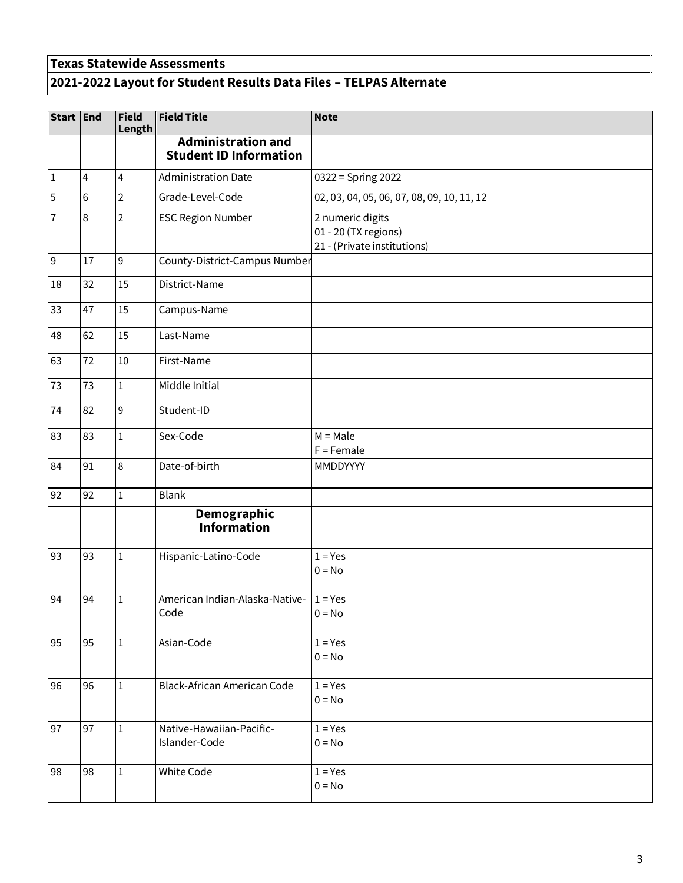## Texas Statewide Assessments

## 2021-2022 Layout for Student Results Data Files – TELPAS Alternate

| Start | End | Field Length | Field Title | Note |
|---|---|---|---|---|
| | | | **Administration and Student ID Information** | |
| 1 | 4 | 4 | Administration Date | 0322 = Spring 2022 |
| 5 | 6 | 2 | Grade-Level-Code | 02, 03, 04, 05, 06, 07, 08, 09, 10, 11, 12 |
| 7 | 8 | 2 | ESC Region Number | 2 numeric digits<br>01 - 20 (TX regions)<br>21 - (Private institutions) |
| 9 | 17 | 9 | County-District-Campus Number | |
| 18 | 32 | 15 | District-Name | |
| 33 | 47 | 15 | Campus-Name | |
| 48 | 62 | 15 | Last-Name | |
| 63 | 72 | 10 | First-Name | |
| 73 | 73 | 1 | Middle Initial | |
| 74 | 82 | 9 | Student-ID | |
| 83 | 83 | 1 | Sex-Code | M = Male<br>F = Female |
| 84 | 91 | 8 | Date-of-birth | MMDDYYYY |
| 92 | 92 | 1 | Blank | |
| | | | **Demographic Information** | |
| 93 | 93 | 1 | Hispanic-Latino-Code | 1 = Yes<br>0 = No |
| 94 | 94 | 1 | American Indian-Alaska-Native-Code | 1 = Yes<br>0 = No |
| 95 | 95 | 1 | Asian-Code | 1 = Yes<br>0 = No |
| 96 | 96 | 1 | Black-African American Code | 1 = Yes<br>0 = No |
| 97 | 97 | 1 | Native-Hawaiian-Pacific-Islander-Code | 1 = Yes<br>0 = No |
| 98 | 98 | 1 | White Code | 1 = Yes<br>0 = No |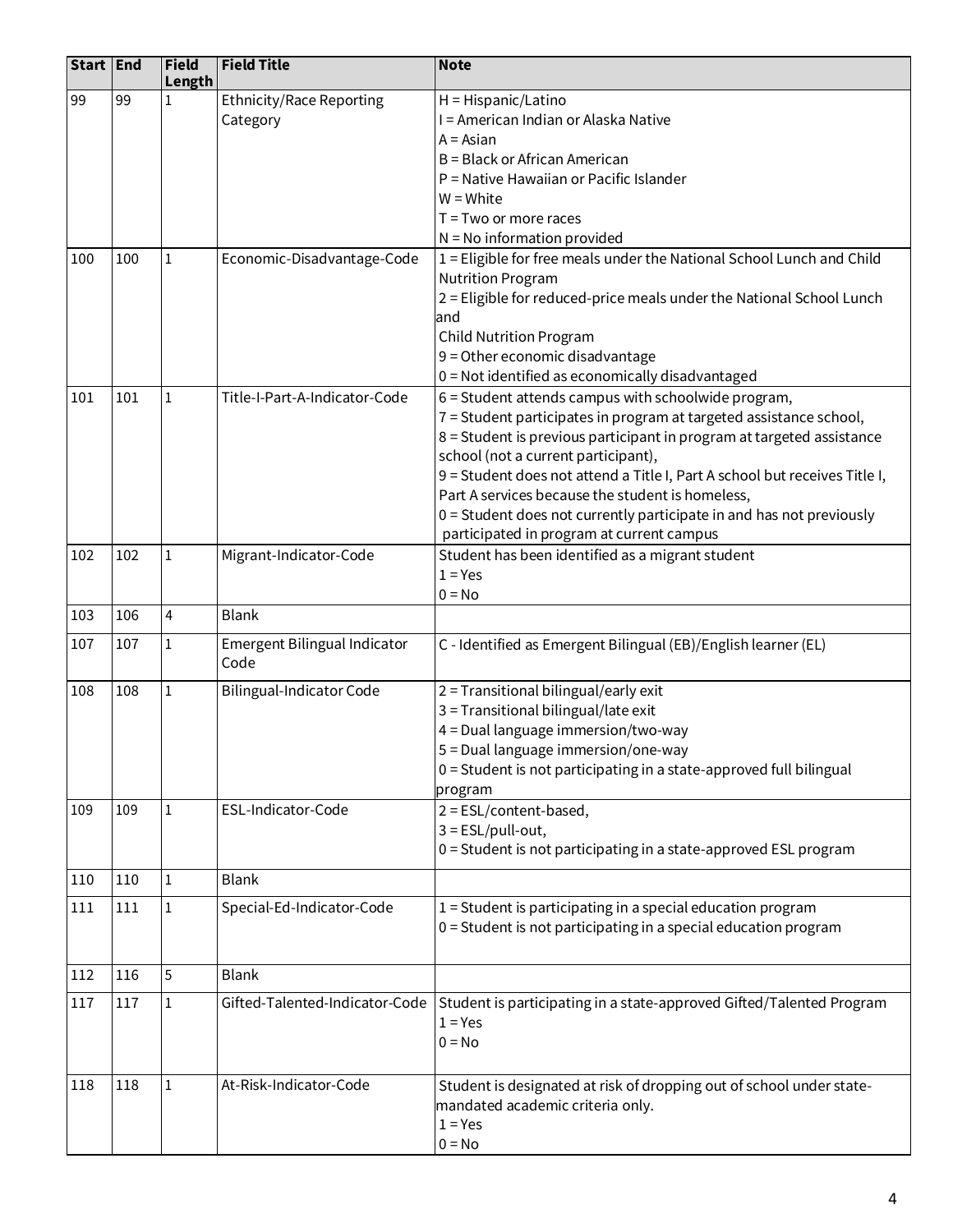| Start | End | Field Length | Field Title | Note |
|---|---|---|---|---|
| 99 | 99 | 1 | Ethnicity/Race Reporting Category | H = Hispanic/Latino<br>I = American Indian or Alaska Native<br>A = Asian<br>B = Black or African American<br>P = Native Hawaiian or Pacific Islander<br>W = White<br>T = Two or more races<br>N = No information provided |
| 100 | 100 | 1 | Economic-Disadvantage-Code | 1 = Eligible for free meals under the National School Lunch and Child Nutrition Program<br>2 = Eligible for reduced-price meals under the National School Lunch and<br>Child Nutrition Program<br>9 = Other economic disadvantage<br>0 = Not identified as economically disadvantaged |
| 101 | 101 | 1 | Title-I-Part-A-Indicator-Code | 6 = Student attends campus with schoolwide program,<br>7 = Student participates in program at targeted assistance school,<br>8 = Student is previous participant in program at targeted assistance school (not a current participant),<br>9 = Student does not attend a Title I, Part A school but receives Title I, Part A services because the student is homeless,<br>0 = Student does not currently participate in and has not previously participated in program at current campus |
| 102 | 102 | 1 | Migrant-Indicator-Code | Student has been identified as a migrant student<br>1 = Yes<br>0 = No |
| 103 | 106 | 4 | Blank | |
| 107 | 107 | 1 | Emergent Bilingual Indicator Code | C - Identified as Emergent Bilingual (EB)/English learner (EL) |
| 108 | 108 | 1 | Bilingual-Indicator Code | 2 = Transitional bilingual/early exit<br>3 = Transitional bilingual/late exit<br>4 = Dual language immersion/two-way<br>5 = Dual language immersion/one-way<br>0 = Student is not participating in a state-approved full bilingual program |
| 109 | 109 | 1 | ESL-Indicator-Code | 2 = ESL/content-based,<br>3 = ESL/pull-out,<br>0 = Student is not participating in a state-approved ESL program |
| 110 | 110 | 1 | Blank | |
| 111 | 111 | 1 | Special-Ed-Indicator-Code | 1 = Student is participating in a special education program<br>0 = Student is not participating in a special education program |
| 112 | 116 | 5 | Blank | |
| 117 | 117 | 1 | Gifted-Talented-Indicator-Code | Student is participating in a state-approved Gifted/Talented Program<br>1 = Yes<br>0 = No |
| 118 | 118 | 1 | At-Risk-Indicator-Code | Student is designated at risk of dropping out of school under state-mandated academic criteria only.<br>1 = Yes<br>0 = No |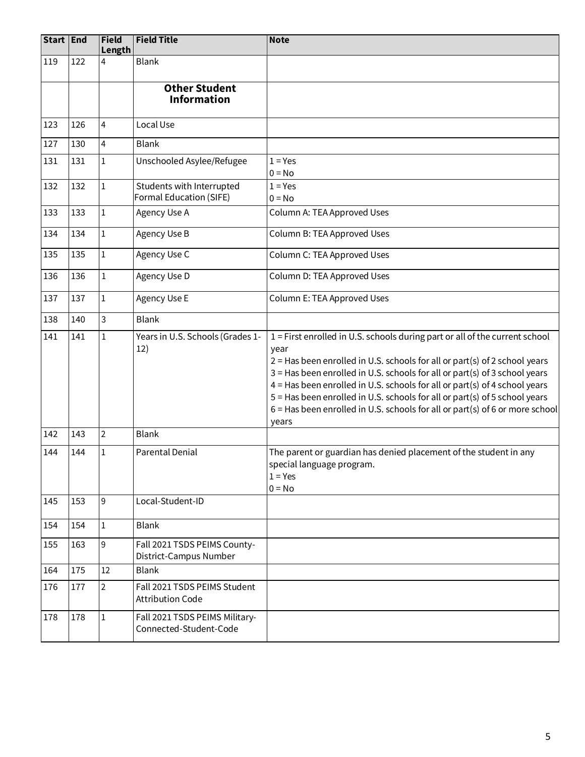| Start | End | Field Length | Field Title | Note |
|---|---|---|---|---|
| 119 | 122 | 4 | Blank | |
| | | | **Other Student Information** | |
| 123 | 126 | 4 | Local Use | |
| 127 | 130 | 4 | Blank | |
| 131 | 131 | 1 | Unschooled Asylee/Refugee | 1 = Yes<br>0 = No |
| 132 | 132 | 1 | Students with Interrupted Formal Education (SIFE) | 1 = Yes<br>0 = No |
| 133 | 133 | 1 | Agency Use A | Column A: TEA Approved Uses |
| 134 | 134 | 1 | Agency Use B | Column B: TEA Approved Uses |
| 135 | 135 | 1 | Agency Use C | Column C: TEA Approved Uses |
| 136 | 136 | 1 | Agency Use D | Column D: TEA Approved Uses |
| 137 | 137 | 1 | Agency Use E | Column E: TEA Approved Uses |
| 138 | 140 | 3 | Blank | |
| 141 | 141 | 1 | Years in U.S. Schools (Grades 1-12) | 1 = First enrolled in U.S. schools during part or all of the current school year<br>2 = Has been enrolled in U.S. schools for all or part(s) of 2 school years<br>3 = Has been enrolled in U.S. schools for all or part(s) of 3 school years<br>4 = Has been enrolled in U.S. schools for all or part(s) of 4 school years<br>5 = Has been enrolled in U.S. schools for all or part(s) of 5 school years<br>6 = Has been enrolled in U.S. schools for all or part(s) of 6 or more school years |
| 142 | 143 | 2 | Blank | |
| 144 | 144 | 1 | Parental Denial | The parent or guardian has denied placement of the student in any special language program.<br>1 = Yes<br>0 = No |
| 145 | 153 | 9 | Local-Student-ID | |
| 154 | 154 | 1 | Blank | |
| 155 | 163 | 9 | Fall 2021 TSDS PEIMS County-District-Campus Number | |
| 164 | 175 | 12 | Blank | |
| 176 | 177 | 2 | Fall 2021 TSDS PEIMS Student Attribution Code | |
| 178 | 178 | 1 | Fall 2021 TSDS PEIMS Military-Connected-Student-Code | |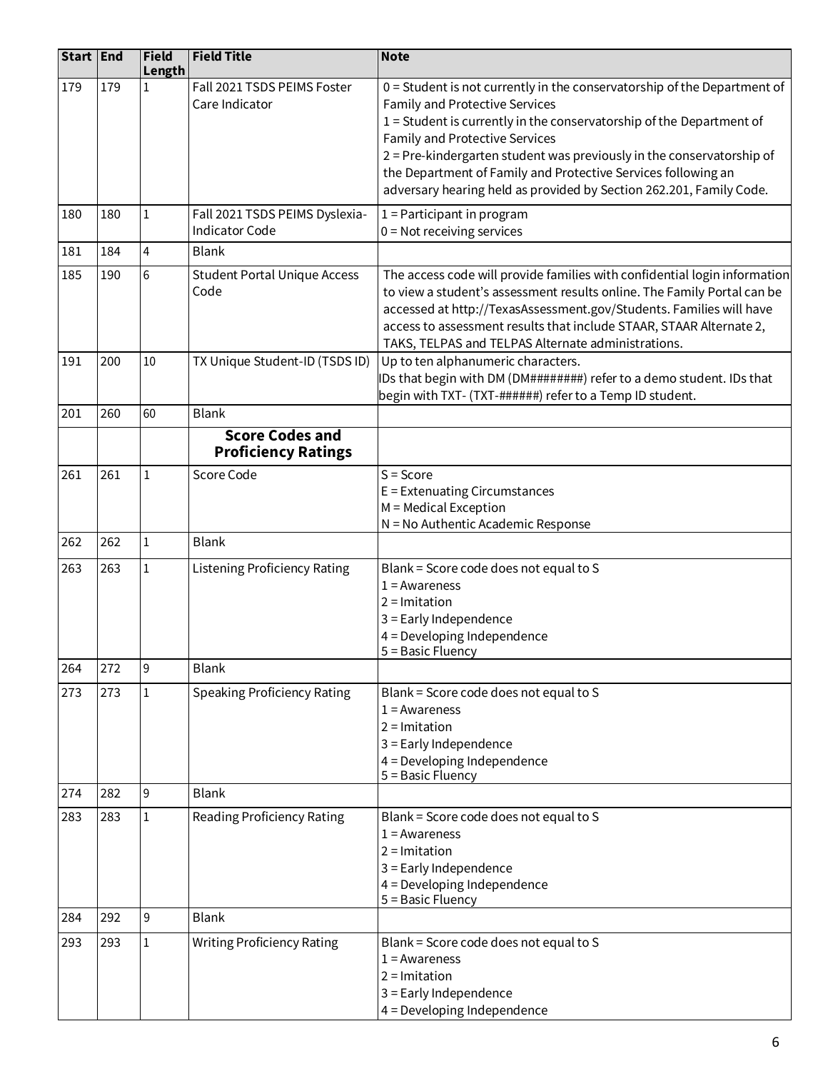| Start | End | Field Length | Field Title | Note |
|---|---|---|---|---|
| 179 | 179 | 1 | Fall 2021 TSDS PEIMS Foster Care Indicator | 0 = Student is not currently in the conservatorship of the Department of Family and Protective Services<br>1 = Student is currently in the conservatorship of the Department of Family and Protective Services<br>2 = Pre-kindergarten student was previously in the conservatorship of the Department of Family and Protective Services following an adversary hearing held as provided by Section 262.201, Family Code. |
| 180 | 180 | 1 | Fall 2021 TSDS PEIMS Dyslexia-Indicator Code | 1 = Participant in program<br>0 = Not receiving services |
| 181 | 184 | 4 | Blank | |
| 185 | 190 | 6 | Student Portal Unique Access Code | The access code will provide families with confidential login information to view a student's assessment results online. The Family Portal can be accessed at http://TexasAssessment.gov/Students. Families will have access to assessment results that include STAAR, STAAR Alternate 2, TAKS, TELPAS and TELPAS Alternate administrations. |
| 191 | 200 | 10 | TX Unique Student-ID (TSDS ID) | Up to ten alphanumeric characters.<br>IDs that begin with DM (DM########) refer to a demo student. IDs that begin with TXT- (TXT-######) refer to a Temp ID student. |
| 201 | 260 | 60 | Blank | |
| | | | **Score Codes and Proficiency Ratings** | |
| 261 | 261 | 1 | Score Code | S = Score<br>E = Extenuating Circumstances<br>M = Medical Exception<br>N = No Authentic Academic Response |
| 262 | 262 | 1 | Blank | |
| 263 | 263 | 1 | Listening Proficiency Rating | Blank = Score code does not equal to S<br>1 = Awareness<br>2 = Imitation<br>3 = Early Independence<br>4 = Developing Independence<br>5 = Basic Fluency |
| 264 | 272 | 9 | Blank | |
| 273 | 273 | 1 | Speaking Proficiency Rating | Blank = Score code does not equal to S<br>1 = Awareness<br>2 = Imitation<br>3 = Early Independence<br>4 = Developing Independence<br>5 = Basic Fluency |
| 274 | 282 | 9 | Blank | |
| 283 | 283 | 1 | Reading Proficiency Rating | Blank = Score code does not equal to S<br>1 = Awareness<br>2 = Imitation<br>3 = Early Independence<br>4 = Developing Independence<br>5 = Basic Fluency |
| 284 | 292 | 9 | Blank | |
| 293 | 293 | 1 | Writing Proficiency Rating | Blank = Score code does not equal to S<br>1 = Awareness<br>2 = Imitation<br>3 = Early Independence<br>4 = Developing Independence |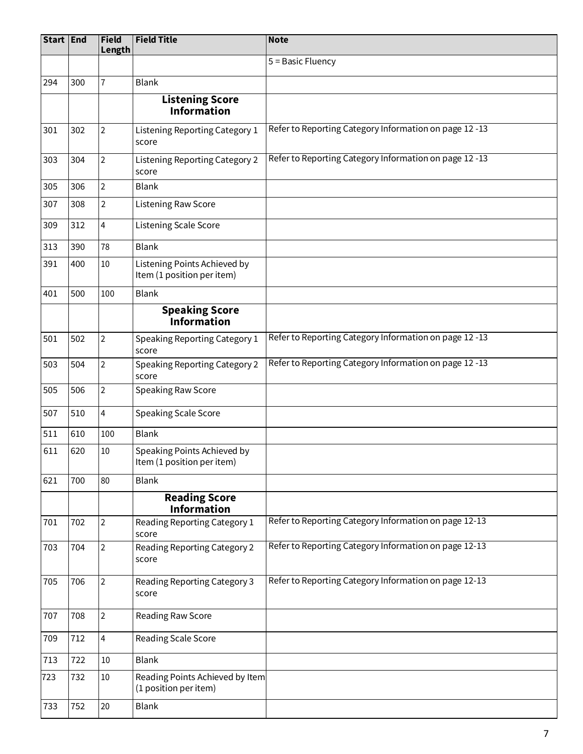| Start | End | Field Length | Field Title | Note |
|---|---|---|---|---|
| | | | | 5 = Basic Fluency |
| 294 | 300 | 7 | Blank | |
| | | | **Listening Score Information** | |
| 301 | 302 | 2 | Listening Reporting Category 1 score | Refer to Reporting Category Information on page 12 -13 |
| 303 | 304 | 2 | Listening Reporting Category 2 score | Refer to Reporting Category Information on page 12 -13 |
| 305 | 306 | 2 | Blank | |
| 307 | 308 | 2 | Listening Raw Score | |
| 309 | 312 | 4 | Listening Scale Score | |
| 313 | 390 | 78 | Blank | |
| 391 | 400 | 10 | Listening Points Achieved by Item (1 position per item) | |
| 401 | 500 | 100 | Blank | |
| | | | **Speaking Score Information** | |
| 501 | 502 | 2 | Speaking Reporting Category 1 score | Refer to Reporting Category Information on page 12 -13 |
| 503 | 504 | 2 | Speaking Reporting Category 2 score | Refer to Reporting Category Information on page 12 -13 |
| 505 | 506 | 2 | Speaking Raw Score | |
| 507 | 510 | 4 | Speaking Scale Score | |
| 511 | 610 | 100 | Blank | |
| 611 | 620 | 10 | Speaking Points Achieved by Item (1 position per item) | |
| 621 | 700 | 80 | Blank | |
| | | | **Reading Score Information** | |
| 701 | 702 | 2 | Reading Reporting Category 1 score | Refer to Reporting Category Information on page 12-13 |
| 703 | 704 | 2 | Reading Reporting Category 2 score | Refer to Reporting Category Information on page 12-13 |
| 705 | 706 | 2 | Reading Reporting Category 3 score | Refer to Reporting Category Information on page 12-13 |
| 707 | 708 | 2 | Reading Raw Score | |
| 709 | 712 | 4 | Reading Scale Score | |
| 713 | 722 | 10 | Blank | |
| 723 | 732 | 10 | Reading Points Achieved by Item (1 position per item) | |
| 733 | 752 | 20 | Blank | |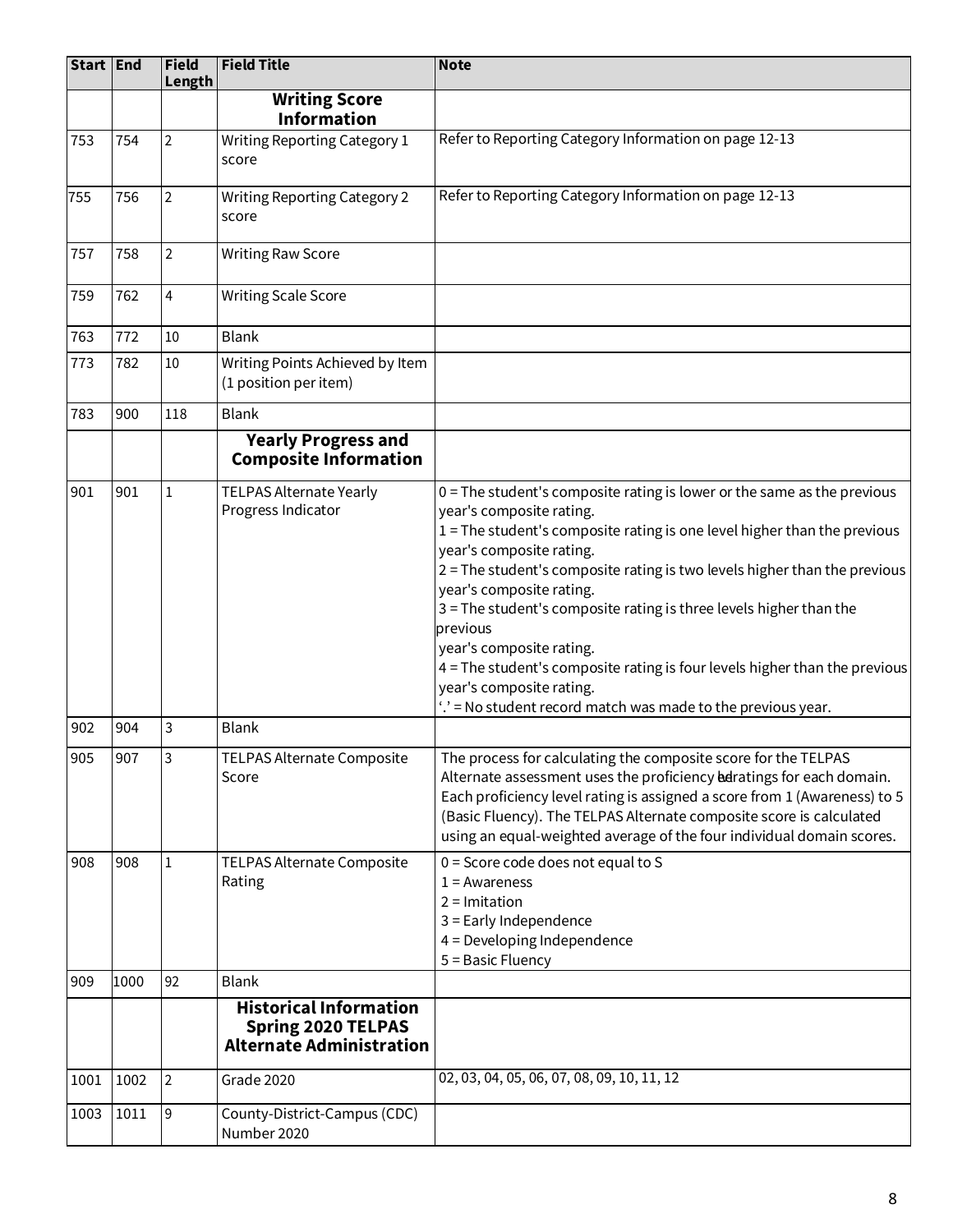| Start | End | Field Length | Field Title | Note |
|---|---|---|---|---|
| | | | **Writing Score Information** | |
| 753 | 754 | 2 | Writing Reporting Category 1 score | Refer to Reporting Category Information on page 12-13 |
| 755 | 756 | 2 | Writing Reporting Category 2 score | Refer to Reporting Category Information on page 12-13 |
| 757 | 758 | 2 | Writing Raw Score | |
| 759 | 762 | 4 | Writing Scale Score | |
| 763 | 772 | 10 | Blank | |
| 773 | 782 | 10 | Writing Points Achieved by Item (1 position per item) | |
| 783 | 900 | 118 | Blank | |
| | | | **Yearly Progress and Composite Information** | |
| 901 | 901 | 1 | TELPAS Alternate Yearly Progress Indicator | 0 = The student's composite rating is lower or the same as the previous year's composite rating.<br>1 = The student's composite rating is one level higher than the previous year's composite rating.<br>2 = The student's composite rating is two levels higher than the previous year's composite rating.<br>3 = The student's composite rating is three levels higher than the previous year's composite rating.<br>4 = The student's composite rating is four levels higher than the previous year's composite rating.<br>'.' = No student record match was made to the previous year. |
| 902 | 904 | 3 | Blank | |
| 905 | 907 | 3 | TELPAS Alternate Composite Score | The process for calculating the composite score for the TELPAS Alternate assessment uses the proficiency level ratings for each domain. Each proficiency level rating is assigned a score from 1 (Awareness) to 5 (Basic Fluency). The TELPAS Alternate composite score is calculated using an equal-weighted average of the four individual domain scores. |
| 908 | 908 | 1 | TELPAS Alternate Composite Rating | 0 = Score code does not equal to S<br>1 = Awareness<br>2 = Imitation<br>3 = Early Independence<br>4 = Developing Independence<br>5 = Basic Fluency |
| 909 | 1000 | 92 | Blank | |
| | | | **Historical Information Spring 2020 TELPAS Alternate Administration** | |
| 1001 | 1002 | 2 | Grade 2020 | 02, 03, 04, 05, 06, 07, 08, 09, 10, 11, 12 |
| 1003 | 1011 | 9 | County-District-Campus (CDC) Number 2020 | |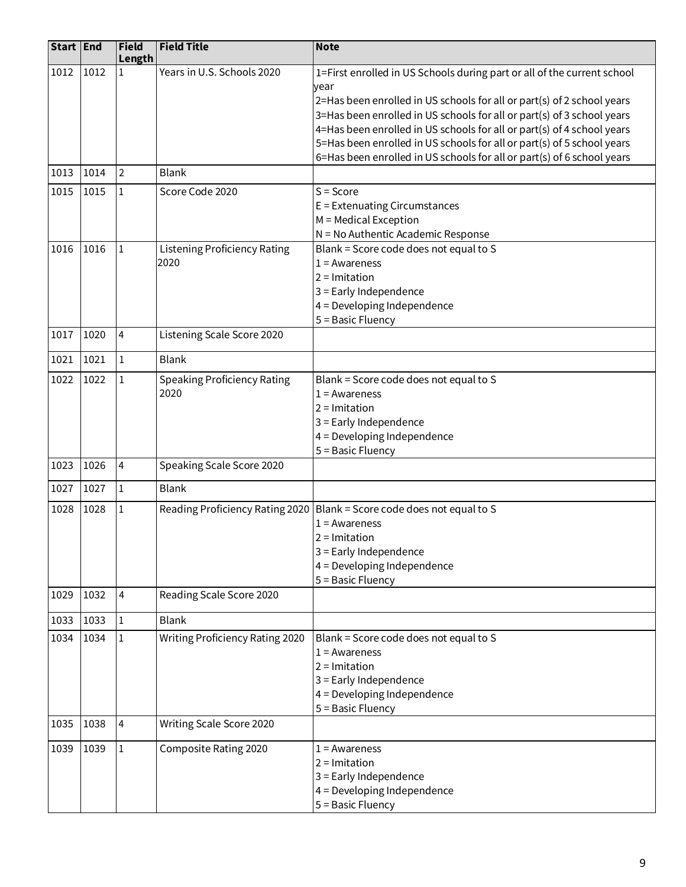| Start | End | Field Length | Field Title | Note |
|---|---|---|---|---|
| 1012 | 1012 | 1 | Years in U.S. Schools 2020 | 1=First enrolled in US Schools during part or all of the current school year<br>2=Has been enrolled in US schools for all or part(s) of 2 school years<br>3=Has been enrolled in US schools for all or part(s) of 3 school years<br>4=Has been enrolled in US schools for all or part(s) of 4 school years<br>5=Has been enrolled in US schools for all or part(s) of 5 school years<br>6=Has been enrolled in US schools for all or part(s) of 6 school years |
| 1013 | 1014 | 2 | Blank | |
| 1015 | 1015 | 1 | Score Code 2020 | S = Score<br>E = Extenuating Circumstances<br>M = Medical Exception<br>N = No Authentic Academic Response |
| 1016 | 1016 | 1 | Listening Proficiency Rating 2020 | Blank = Score code does not equal to S<br>1 = Awareness<br>2 = Imitation<br>3 = Early Independence<br>4 = Developing Independence<br>5 = Basic Fluency |
| 1017 | 1020 | 4 | Listening Scale Score 2020 | |
| 1021 | 1021 | 1 | Blank | |
| 1022 | 1022 | 1 | Speaking Proficiency Rating 2020 | Blank = Score code does not equal to S<br>1 = Awareness<br>2 = Imitation<br>3 = Early Independence<br>4 = Developing Independence<br>5 = Basic Fluency |
| 1023 | 1026 | 4 | Speaking Scale Score 2020 | |
| 1027 | 1027 | 1 | Blank | |
| 1028 | 1028 | 1 | Reading Proficiency Rating 2020 | Blank = Score code does not equal to S<br>1 = Awareness<br>2 = Imitation<br>3 = Early Independence<br>4 = Developing Independence<br>5 = Basic Fluency |
| 1029 | 1032 | 4 | Reading Scale Score 2020 | |
| 1033 | 1033 | 1 | Blank | |
| 1034 | 1034 | 1 | Writing Proficiency Rating 2020 | Blank = Score code does not equal to S<br>1 = Awareness<br>2 = Imitation<br>3 = Early Independence<br>4 = Developing Independence<br>5 = Basic Fluency |
| 1035 | 1038 | 4 | Writing Scale Score 2020 | |
| 1039 | 1039 | 1 | Composite Rating 2020 | 1 = Awareness<br>2 = Imitation<br>3 = Early Independence<br>4 = Developing Independence<br>5 = Basic Fluency |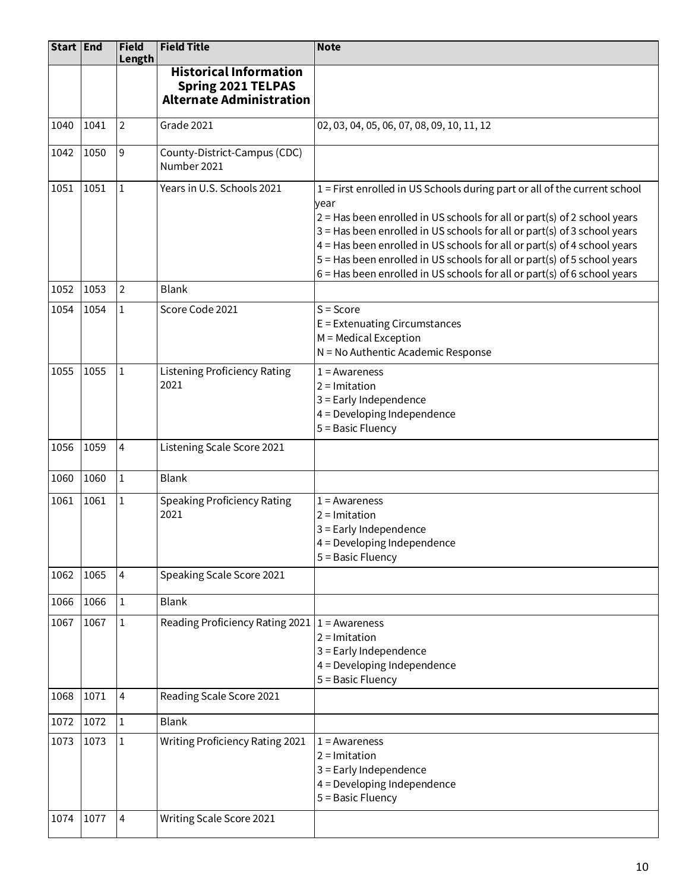| Start | End | Field Length | Field Title | Note |
|---|---|---|---|---|
| | | | **Historical Information Spring 2021 TELPAS Alternate Administration** | |
| 1040 | 1041 | 2 | Grade 2021 | 02, 03, 04, 05, 06, 07, 08, 09, 10, 11, 12 |
| 1042 | 1050 | 9 | County-District-Campus (CDC) Number 2021 | |
| 1051 | 1051 | 1 | Years in U.S. Schools 2021 | 1 = First enrolled in US Schools during part or all of the current school year<br>2 = Has been enrolled in US schools for all or part(s) of 2 school years<br>3 = Has been enrolled in US schools for all or part(s) of 3 school years<br>4 = Has been enrolled in US schools for all or part(s) of 4 school years<br>5 = Has been enrolled in US schools for all or part(s) of 5 school years<br>6 = Has been enrolled in US schools for all or part(s) of 6 school years |
| 1052 | 1053 | 2 | Blank | |
| 1054 | 1054 | 1 | Score Code 2021 | S = Score<br>E = Extenuating Circumstances<br>M = Medical Exception<br>N = No Authentic Academic Response |
| 1055 | 1055 | 1 | Listening Proficiency Rating 2021 | 1 = Awareness<br>2 = Imitation<br>3 = Early Independence<br>4 = Developing Independence<br>5 = Basic Fluency |
| 1056 | 1059 | 4 | Listening Scale Score 2021 | |
| 1060 | 1060 | 1 | Blank | |
| 1061 | 1061 | 1 | Speaking Proficiency Rating 2021 | 1 = Awareness<br>2 = Imitation<br>3 = Early Independence<br>4 = Developing Independence<br>5 = Basic Fluency |
| 1062 | 1065 | 4 | Speaking Scale Score 2021 | |
| 1066 | 1066 | 1 | Blank | |
| 1067 | 1067 | 1 | Reading Proficiency Rating 2021 | 1 = Awareness<br>2 = Imitation<br>3 = Early Independence<br>4 = Developing Independence<br>5 = Basic Fluency |
| 1068 | 1071 | 4 | Reading Scale Score 2021 | |
| 1072 | 1072 | 1 | Blank | |
| 1073 | 1073 | 1 | Writing Proficiency Rating 2021 | 1 = Awareness<br>2 = Imitation<br>3 = Early Independence<br>4 = Developing Independence<br>5 = Basic Fluency |
| 1074 | 1077 | 4 | Writing Scale Score 2021 | |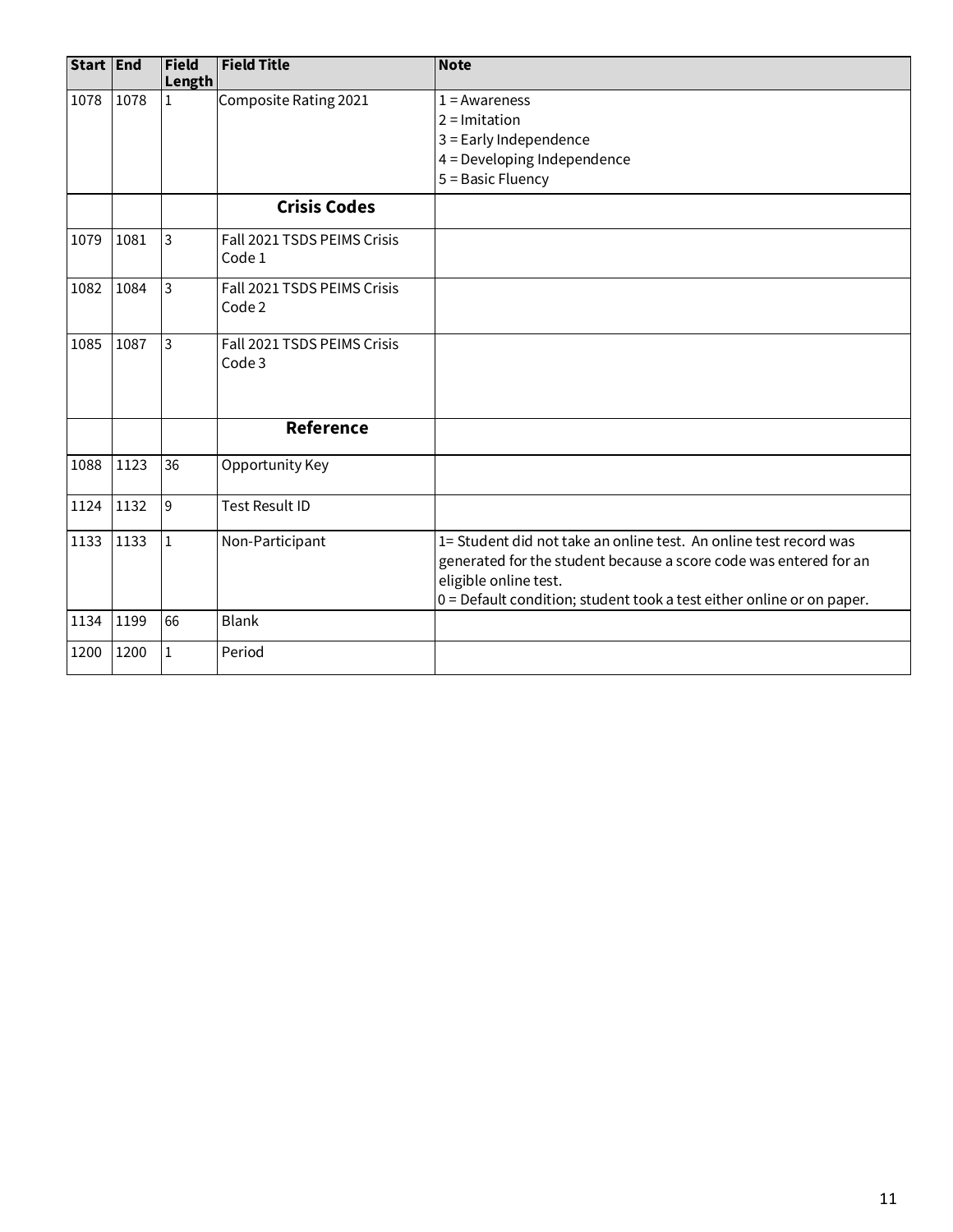| Start | End | Field Length | Field Title | Note |
|---|---|---|---|---|
| 1078 | 1078 | 1 | Composite Rating 2021 | 1 = Awareness<br>2 = Imitation<br>3 = Early Independence<br>4 = Developing Independence<br>5 = Basic Fluency |
| | | | **Crisis Codes** | |
| 1079 | 1081 | 3 | Fall 2021 TSDS PEIMS Crisis Code 1 | |
| 1082 | 1084 | 3 | Fall 2021 TSDS PEIMS Crisis Code 2 | |
| 1085 | 1087 | 3 | Fall 2021 TSDS PEIMS Crisis Code 3 | |
| | | | **Reference** | |
| 1088 | 1123 | 36 | Opportunity Key | |
| 1124 | 1132 | 9 | Test Result ID | |
| 1133 | 1133 | 1 | Non-Participant | 1= Student did not take an online test. An online test record was generated for the student because a score code was entered for an eligible online test.<br>0 = Default condition; student took a test either online or on paper. |
| 1134 | 1199 | 66 | Blank | |
| 1200 | 1200 | 1 | Period | |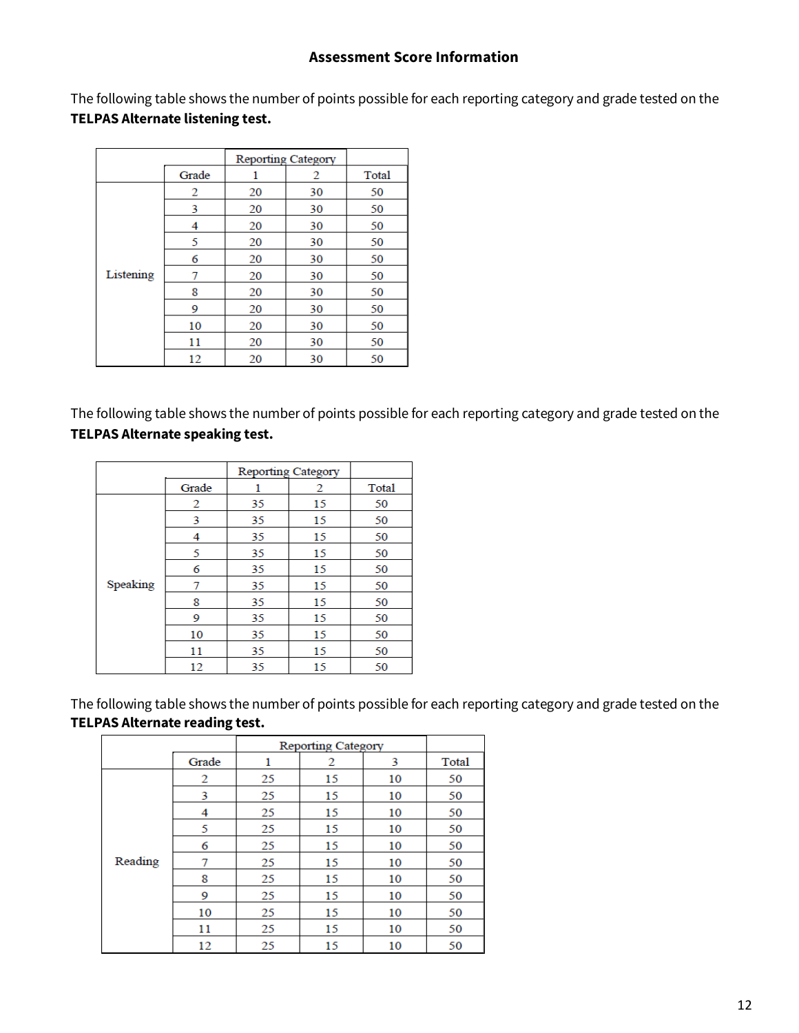## Assessment Score Information

The following table shows the number of points possible for each reporting category and grade tested on the **TELPAS Alternate listening test.**

| | | Reporting Category | | |
|---|---|---|---|---|
| | Grade | 1 | 2 | Total |
| Listening | 2 | 20 | 30 | 50 |
| | 3 | 20 | 30 | 50 |
| | 4 | 20 | 30 | 50 |
| | 5 | 20 | 30 | 50 |
| | 6 | 20 | 30 | 50 |
| | 7 | 20 | 30 | 50 |
| | 8 | 20 | 30 | 50 |
| | 9 | 20 | 30 | 50 |
| | 10 | 20 | 30 | 50 |
| | 11 | 20 | 30 | 50 |
| | 12 | 20 | 30 | 50 |

The following table shows the number of points possible for each reporting category and grade tested on the **TELPAS Alternate speaking test.**

| | | Reporting Category | | |
|---|---|---|---|---|
| | Grade | 1 | 2 | Total |
| Speaking | 2 | 35 | 15 | 50 |
| | 3 | 35 | 15 | 50 |
| | 4 | 35 | 15 | 50 |
| | 5 | 35 | 15 | 50 |
| | 6 | 35 | 15 | 50 |
| | 7 | 35 | 15 | 50 |
| | 8 | 35 | 15 | 50 |
| | 9 | 35 | 15 | 50 |
| | 10 | 35 | 15 | 50 |
| | 11 | 35 | 15 | 50 |
| | 12 | 35 | 15 | 50 |

The following table shows the number of points possible for each reporting category and grade tested on the **TELPAS Alternate reading test.**

| | | Reporting Category | | | |
|---|---|---|---|---|---|
| | Grade | 1 | 2 | 3 | Total |
| Reading | 2 | 25 | 15 | 10 | 50 |
| | 3 | 25 | 15 | 10 | 50 |
| | 4 | 25 | 15 | 10 | 50 |
| | 5 | 25 | 15 | 10 | 50 |
| | 6 | 25 | 15 | 10 | 50 |
| | 7 | 25 | 15 | 10 | 50 |
| | 8 | 25 | 15 | 10 | 50 |
| | 9 | 25 | 15 | 10 | 50 |
| | 10 | 25 | 15 | 10 | 50 |
| | 11 | 25 | 15 | 10 | 50 |
| | 12 | 25 | 15 | 10 | 50 |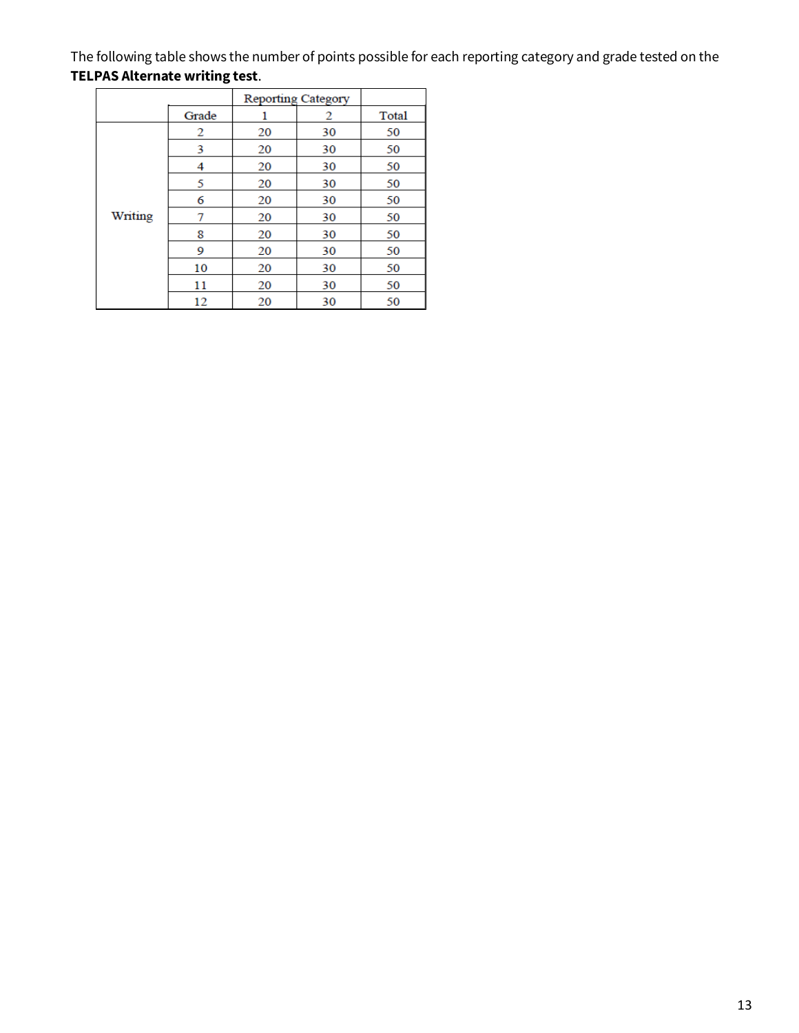The following table shows the number of points possible for each reporting category and grade tested on the **TELPAS Alternate writing test**.

| | | Reporting Category | | |
|---|---|---|---|---|
| | Grade | 1 | 2 | Total |
| Writing | 2 | 20 | 30 | 50 |
| | 3 | 20 | 30 | 50 |
| | 4 | 20 | 30 | 50 |
| | 5 | 20 | 30 | 50 |
| | 6 | 20 | 30 | 50 |
| | 7 | 20 | 30 | 50 |
| | 8 | 20 | 30 | 50 |
| | 9 | 20 | 30 | 50 |
| | 10 | 20 | 30 | 50 |
| | 11 | 20 | 30 | 50 |
| | 12 | 20 | 30 | 50 |